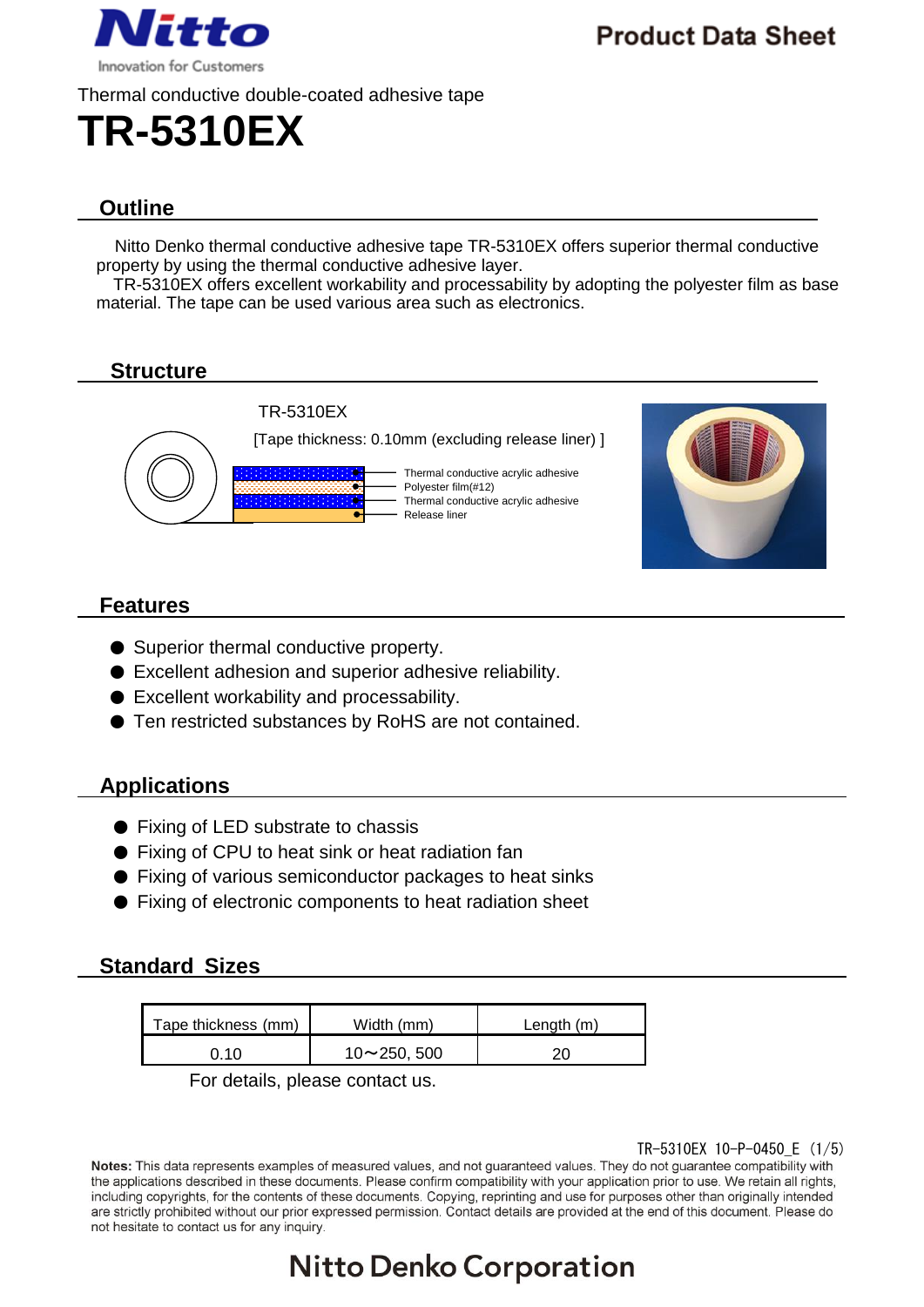Thermal conductive double-coated adhesive tape

# TR-5310EX

## Outline

Nitto Denko thermal conductive adhesive tape TR-5310EX offers superior thermal conductive property by using the thermal conductive adhesive layer.
TR-5310EX offers excellent workability and processability by adopting the polyester film as base material. The tape can be used various area such as electronics.

## Structure

TR-5310EX

[Tape thickness: 0.10mm (excluding release liner) ]

- Thermal conductive acrylic adhesive
- Polyester film(#12)
- Thermal conductive acrylic adhesive
- Release liner

## Features

- Superior thermal conductive property.
- Excellent adhesion and superior adhesive reliability.
- Excellent workability and processability.
- Ten restricted substances by RoHS are not contained.

## Applications

- Fixing of LED substrate to chassis
- Fixing of CPU to heat sink or heat radiation fan
- Fixing of various semiconductor packages to heat sinks
- Fixing of electronic components to heat radiation sheet

## Standard Sizes

| Tape thickness (mm) | Width (mm) | Length (m) |
|---|---|---|
| 0.10 | 10～250, 500 | 20 |

For details, please contact us.

TR-5310EX 10-P-0450_E

**Notes:** This data represents examples of measured values, and not guaranteed values. They do not guarantee compatibility with the applications described in these documents. Please confirm compatibility with your application prior to use. We retain all rights, including copyrights, for the contents of these documents. Copying, reprinting and use for purposes other than originally intended are strictly prohibited without our prior expressed permission. Contact details are provided at the end of this document. Please do not hesitate to contact us for any inquiry.

Nitto Denko Corporation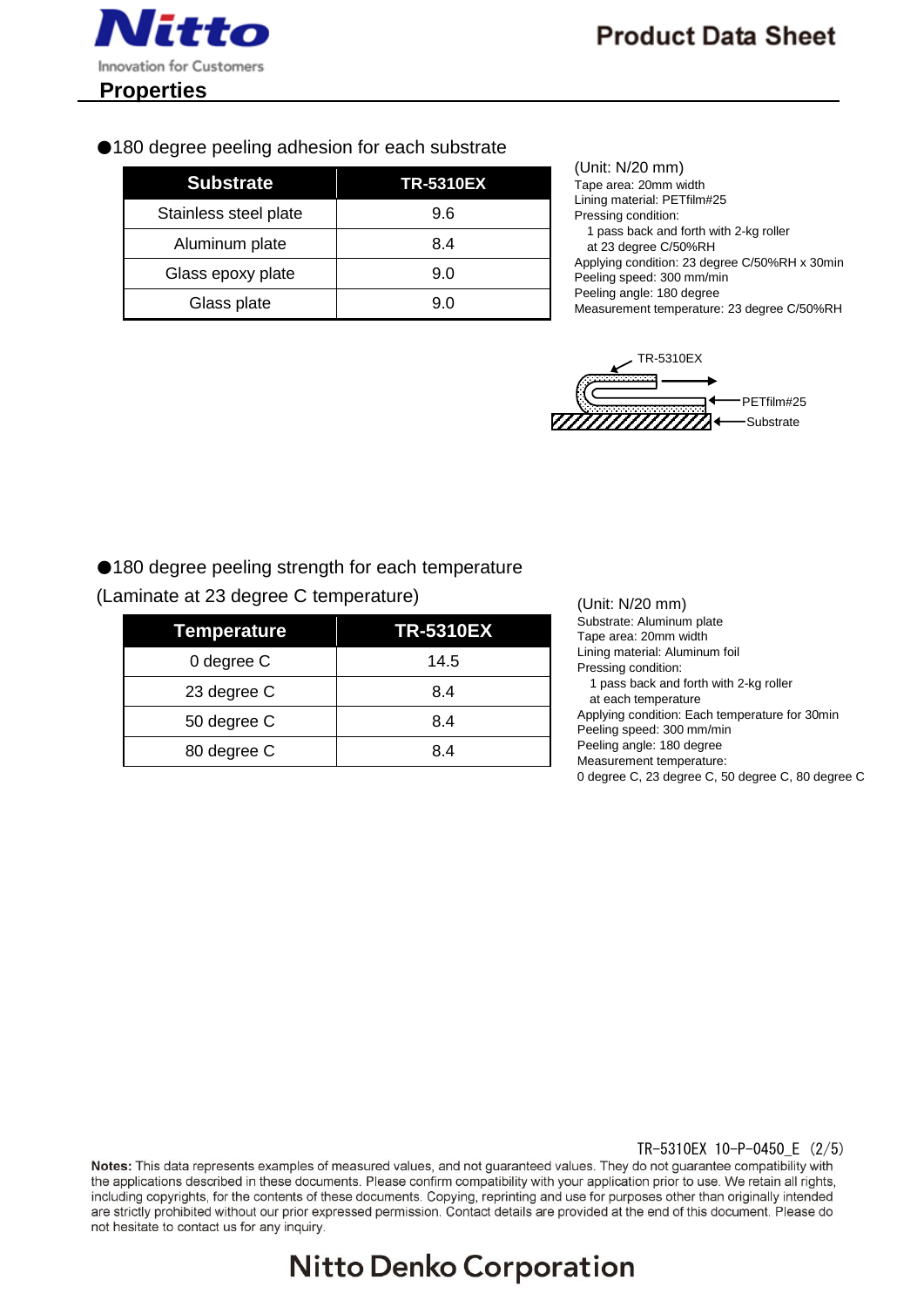## Properties

●180 degree peeling adhesion for each substrate

| Substrate | TR-5310EX |
|---|---|
| Stainless steel plate | 9.6 |
| Aluminum plate | 8.4 |
| Glass epoxy plate | 9.0 |
| Glass plate | 9.0 |

(Unit: N/20 mm)
Tape area: 20mm width
Lining material: PETfilm#25
Pressing condition:
1 pass back and forth with 2-kg roller
at 23 degree C/50%RH
Applying condition: 23 degree C/50%RH x 30min
Peeling speed: 300 mm/min
Peeling angle: 180 degree
Measurement temperature: 23 degree C/50%RH

TR-5310EX
PETfilm#25
Substrate

●180 degree peeling strength for each temperature
(Laminate at 23 degree C temperature)

| Temperature | TR-5310EX |
|---|---|
| 0 degree C | 14.5 |
| 23 degree C | 8.4 |
| 50 degree C | 8.4 |
| 80 degree C | 8.4 |

(Unit: N/20 mm)
Substrate: Aluminum plate
Tape area: 20mm width
Lining material: Aluminum foil
Pressing condition:
1 pass back and forth with 2-kg roller
at each temperature
Applying condition: Each temperature for 30min
Peeling speed: 300 mm/min
Peeling angle: 180 degree
Measurement temperature:
0 degree C, 23 degree C, 50 degree C, 80 degree C

TR-5310EX 10-P-0450_E (2/5)

**Notes:** This data represents examples of measured values, and not guaranteed values. They do not guarantee compatibility with the applications described in these documents. Please confirm compatibility with your application prior to use. We retain all rights, including copyrights, for the contents of these documents. Copying, reprinting and use for purposes other than originally intended are strictly prohibited without our prior expressed permission. Contact details are provided at the end of this document. Please do not hesitate to contact us for any inquiry.

Nitto Denko Corporation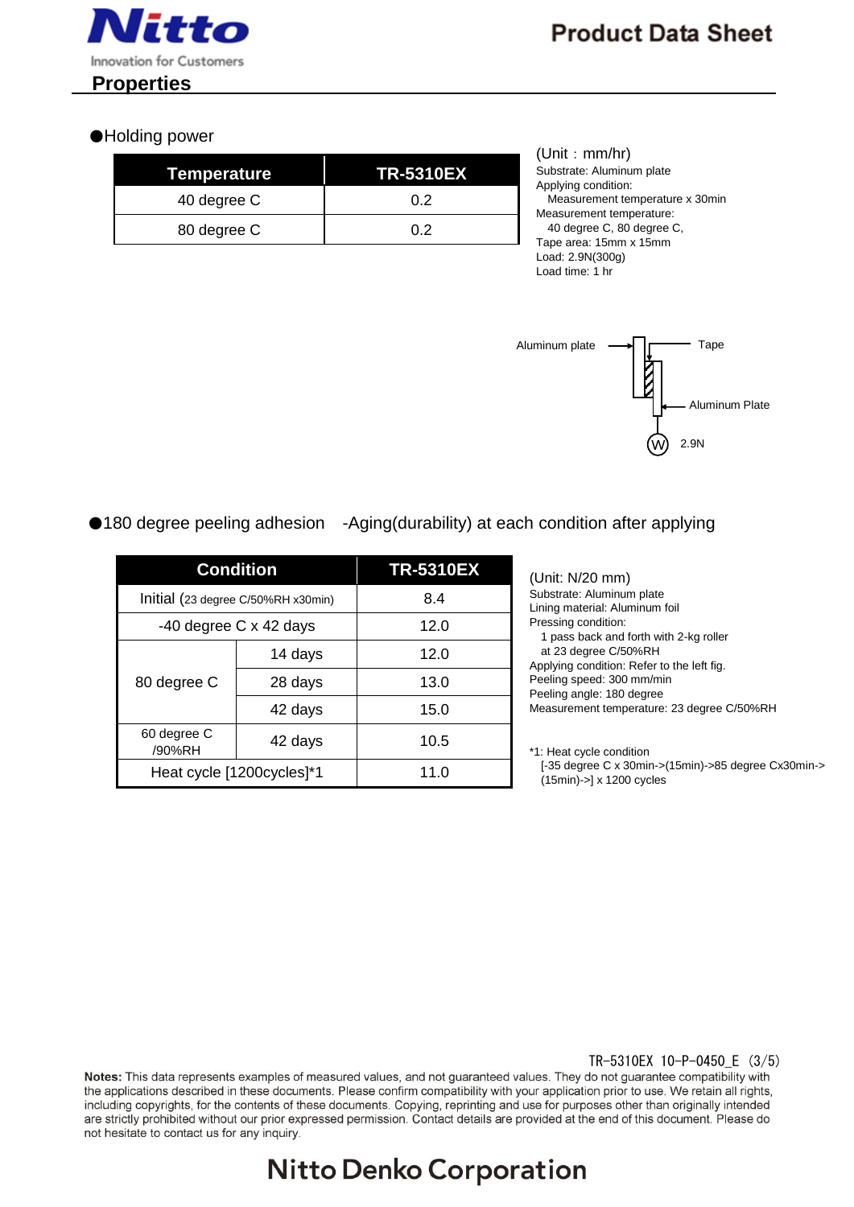## Properties

### ●Holding power

| Temperature | TR-5310EX |
|---|---|
| 40 degree C | 0.2 |
| 80 degree C | 0.2 |

(Unit：mm/hr)
Substrate: Aluminum plate
Applying condition:
Measurement temperature x 30min
Measurement temperature:
40 degree C, 80 degree C,
Tape area: 15mm x 15mm
Load: 2.9N(300g)
Load time: 1 hr

Aluminum plate → Tape
Aluminum Plate
W 2.9N

### ●180 degree peeling adhesion -Aging(durability) at each condition after applying

| Condition | | TR-5310EX |
|---|---|---|
| Initial (23 degree C/50%RH x30min) | | 8.4 |
| -40 degree C x 42 days | | 12.0 |
| 80 degree C | 14 days | 12.0 |
| | 28 days | 13.0 |
| | 42 days | 15.0 |
| 60 degree C /90%RH | 42 days | 10.5 |
| Heat cycle [1200cycles]*1 | | 11.0 |

(Unit: N/20 mm)
Substrate: Aluminum plate
Lining material: Aluminum foil
Pressing condition:
1 pass back and forth with 2-kg roller at 23 degree C/50%RH
Applying condition: Refer to the left fig.
Peeling speed: 300 mm/min
Peeling angle: 180 degree
Measurement temperature: 23 degree C/50%RH

*1: Heat cycle condition
[-35 degree C x 30min->(15min)->85 degree Cx30min->(15min)->] x 1200 cycles

TR-5310EX 10-P-0450_E

**Notes:** This data represents examples of measured values, and not guaranteed values. They do not guarantee compatibility with the applications described in these documents. Please confirm compatibility with your application prior to use. We retain all rights, including copyrights, for the contents of these documents. Copying, reprinting and use for purposes other than originally intended are strictly prohibited without our prior expressed permission. Contact details are provided at the end of this document. Please do not hesitate to contact us for any inquiry.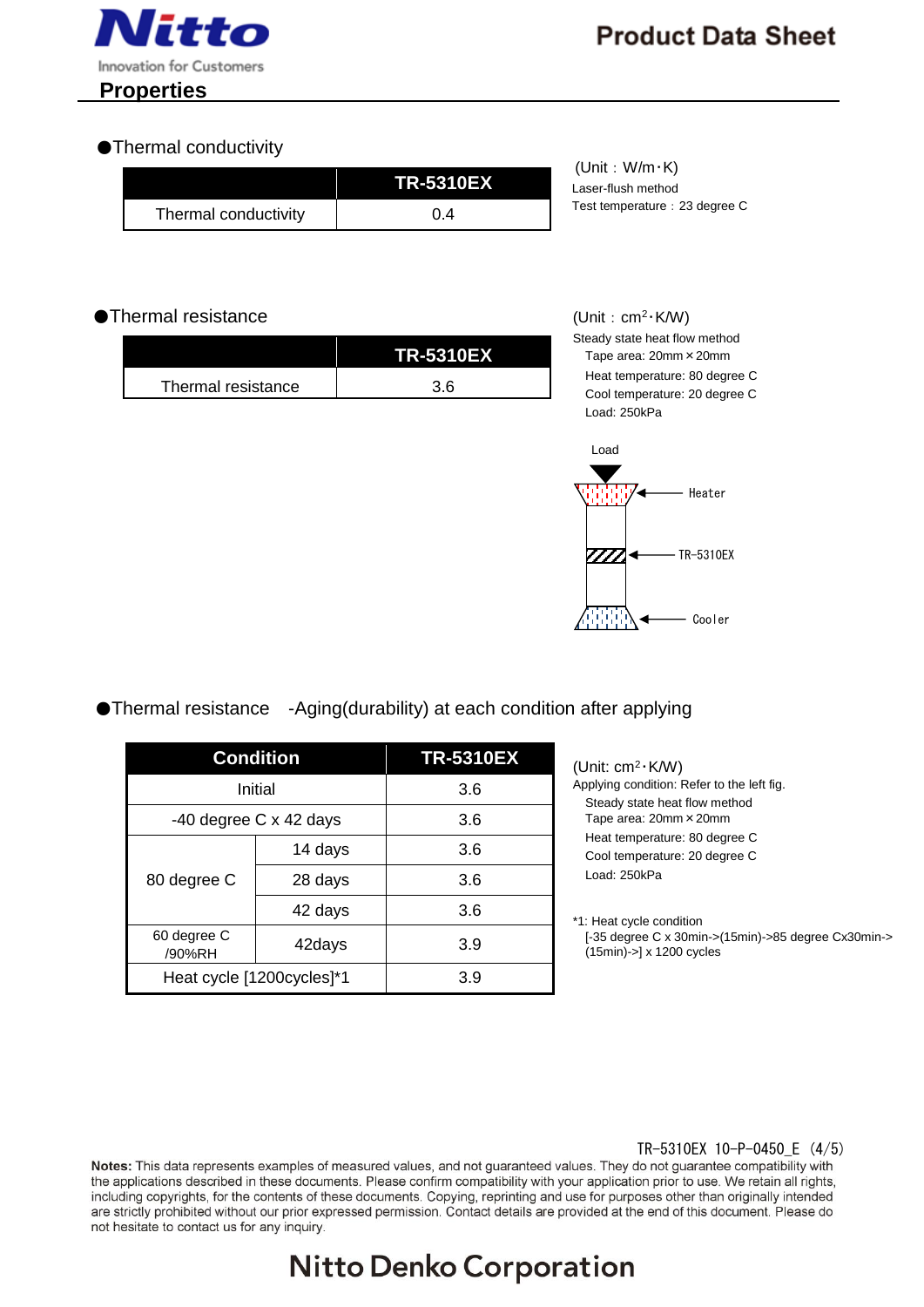## Properties

●Thermal conductivity

| | TR-5310EX |
|---|---|
| Thermal conductivity | 0.4 |

(Unit：W/m･K)
Laser-flush method
Test temperature：23 degree C

●Thermal resistance

| | TR-5310EX |
|---|---|
| Thermal resistance | 3.6 |

(Unit：$cm^2$･K/W)
Steady state heat flow method
Tape area: 20mm×20mm
Heat temperature: 80 degree C
Cool temperature: 20 degree C
Load: 250kPa

Load
Heater
TR-5310EX
Cooler

●Thermal resistance　-Aging(durability) at each condition after applying

| Condition | | TR-5310EX |
|---|---|---|
| Initial | | 3.6 |
| -40 degree C x 42 days | | 3.6 |
| 80 degree C | 14 days | 3.6 |
| | 28 days | 3.6 |
| | 42 days | 3.6 |
| 60 degree C /90%RH | 42days | 3.9 |
| Heat cycle [1200cycles]*1 | | 3.9 |

(Unit: $cm^2$･K/W)
Applying condition: Refer to the left fig.
Steady state heat flow method
Tape area: 20mm×20mm
Heat temperature: 80 degree C
Cool temperature: 20 degree C
Load: 250kPa

*1: Heat cycle condition
[-35 degree C x 30min->(15min)->85 degree Cx30min->(15min)->] x 1200 cycles

TR-5310EX 10-P-0450_E (4/5)

**Notes:** This data represents examples of measured values, and not guaranteed values. They do not guarantee compatibility with the applications described in these documents. Please confirm compatibility with your application prior to use. We retain all rights, including copyrights, for the contents of these documents. Copying, reprinting and use for purposes other than originally intended are strictly prohibited without our prior expressed permission. Contact details are provided at the end of this document. Please do not hesitate to contact us for any inquiry.

Nitto Denko Corporation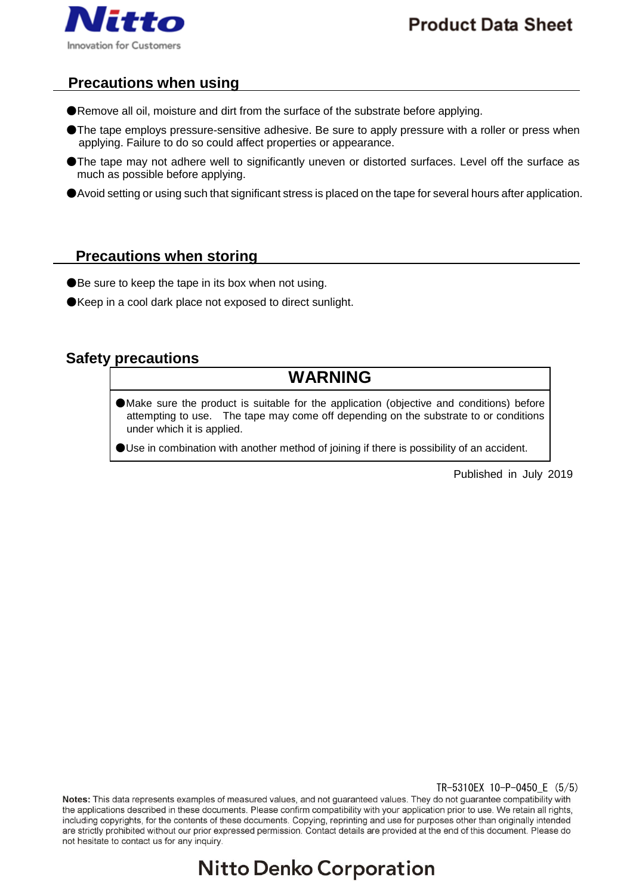## Precautions when using

- Remove all oil, moisture and dirt from the surface of the substrate before applying.
- The tape employs pressure-sensitive adhesive. Be sure to apply pressure with a roller or press when applying. Failure to do so could affect properties or appearance.
- The tape may not adhere well to significantly uneven or distorted surfaces. Level off the surface as much as possible before applying.
- Avoid setting or using such that significant stress is placed on the tape for several hours after application.

## Precautions when storing

- Be sure to keep the tape in its box when not using.
- Keep in a cool dark place not exposed to direct sunlight.

## Safety precautions

**WARNING**

- Make sure the product is suitable for the application (objective and conditions) before attempting to use. The tape may come off depending on the substrate to or conditions under which it is applied.
- Use in combination with another method of joining if there is possibility of an accident.

Published in July 2019

TR-5310EX 10-P-0450_E

**Notes:** This data represents examples of measured values, and not guaranteed values. They do not guarantee compatibility with the applications described in these documents. Please confirm compatibility with your application prior to use. We retain all rights, including copyrights, for the contents of these documents. Copying, reprinting and use for purposes other than originally intended are strictly prohibited without our prior expressed permission. Contact details are provided at the end of this document. Please do not hesitate to contact us for any inquiry.

Nitto Denko Corporation